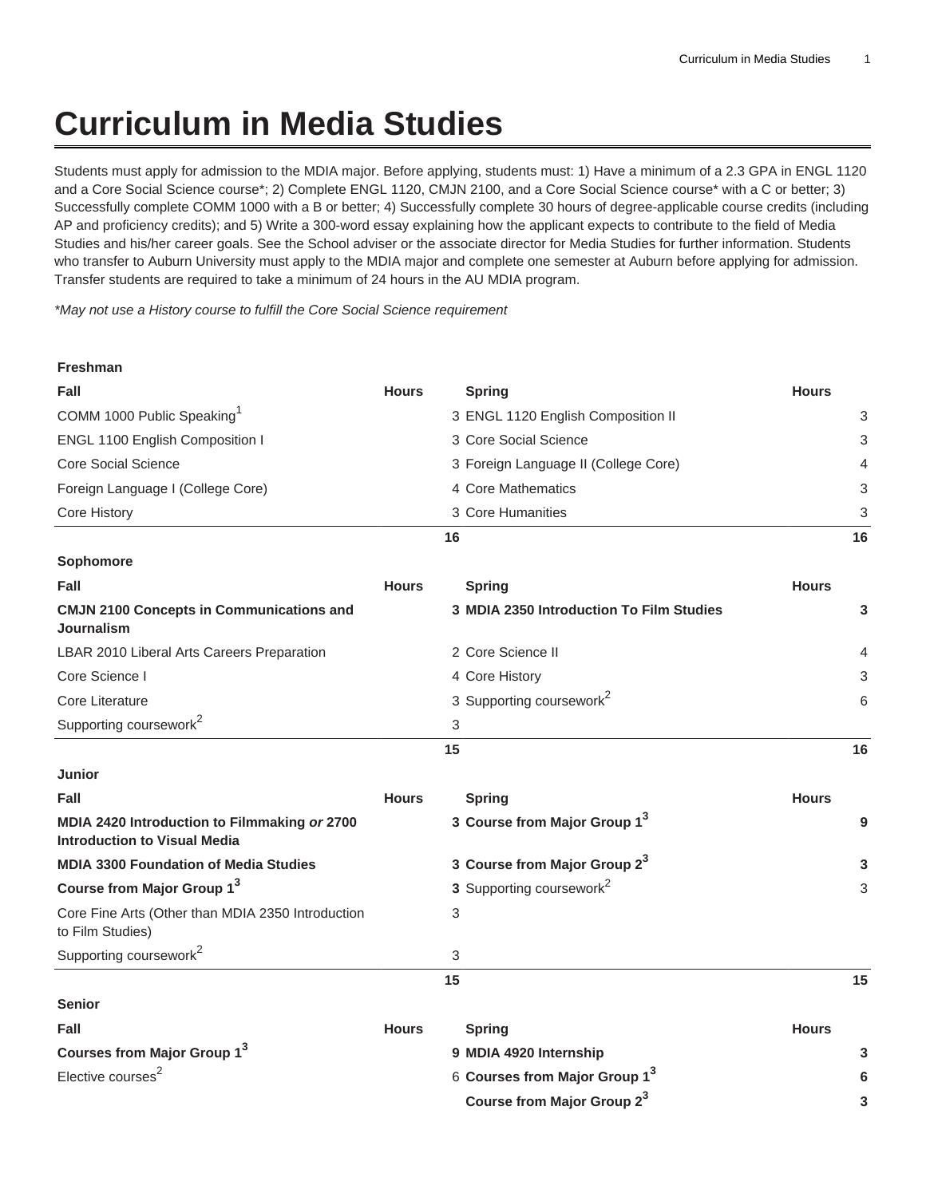# Curriculum in Media Studies

Students must apply for admission to the MDIA major. Before applying, students must: 1) Have a minimum of a 2.3 GPA in ENGL 1120 and a Core Social Science course*; 2) Complete ENGL 1120, CMJN 2100, and a Core Social Science course* with a C or better; 3) Successfully complete COMM 1000 with a B or better; 4) Successfully complete 30 hours of degree-applicable course credits (including AP and proficiency credits); and 5) Write a 300-word essay explaining how the applicant expects to contribute to the field of Media Studies and his/her career goals. See the School adviser or the associate director for Media Studies for further information. Students who transfer to Auburn University must apply to the MDIA major and complete one semester at Auburn before applying for admission. Transfer students are required to take a minimum of 24 hours in the AU MDIA program.

*\*May not use a History course to fulfill the Core Social Science requirement*

| **Freshman** | | | |
|---|---|---|---|
| **Fall** | **Hours** | **Spring** | **Hours** |
| COMM 1000 Public Speaking[1] | 3 | ENGL 1120 English Composition II | 3 |
| ENGL 1100 English Composition I | 3 | Core Social Science | 3 |
| Core Social Science | 3 | Foreign Language II (College Core) | 4 |
| Foreign Language I (College Core) | 4 | Core Mathematics | 3 |
| Core History | 3 | Core Humanities | 3 |
| | **16** | | **16** |
| **Sophomore** | | | |
| **Fall** | **Hours** | **Spring** | **Hours** |
| **CMJN 2100 Concepts in Communications and Journalism** | **3** | **MDIA 2350 Introduction To Film Studies** | **3** |
| LBAR 2010 Liberal Arts Careers Preparation | 2 | Core Science II | 4 |
| Core Science I | 4 | Core History | 3 |
| Core Literature | 3 | Supporting coursework[2] | 6 |
| Supporting coursework[2] | 3 | | |
| | **15** | | **16** |
| **Junior** | | | |
| **Fall** | **Hours** | **Spring** | **Hours** |
| **MDIA 2420 Introduction to Filmmaking *or* 2700 Introduction to Visual Media** | **3** | **Course from Major Group 1[3]** | **9** |
| **MDIA 3300 Foundation of Media Studies** | **3** | **Course from Major Group 2[3]** | **3** |
| **Course from Major Group 1[3]** | **3** | Supporting coursework[2] | 3 |
| Core Fine Arts (Other than MDIA 2350 Introduction to Film Studies) | 3 | | |
| Supporting coursework[2] | 3 | | |
| | **15** | | **15** |
| **Senior** | | | |
| **Fall** | **Hours** | **Spring** | **Hours** |
| **Courses from Major Group 1[3]** | **9** | **MDIA 4920 Internship** | **3** |
| Elective courses[2] | 6 | **Courses from Major Group 1[3]** | **6** |
| | | **Course from Major Group 2[3]** | **3** |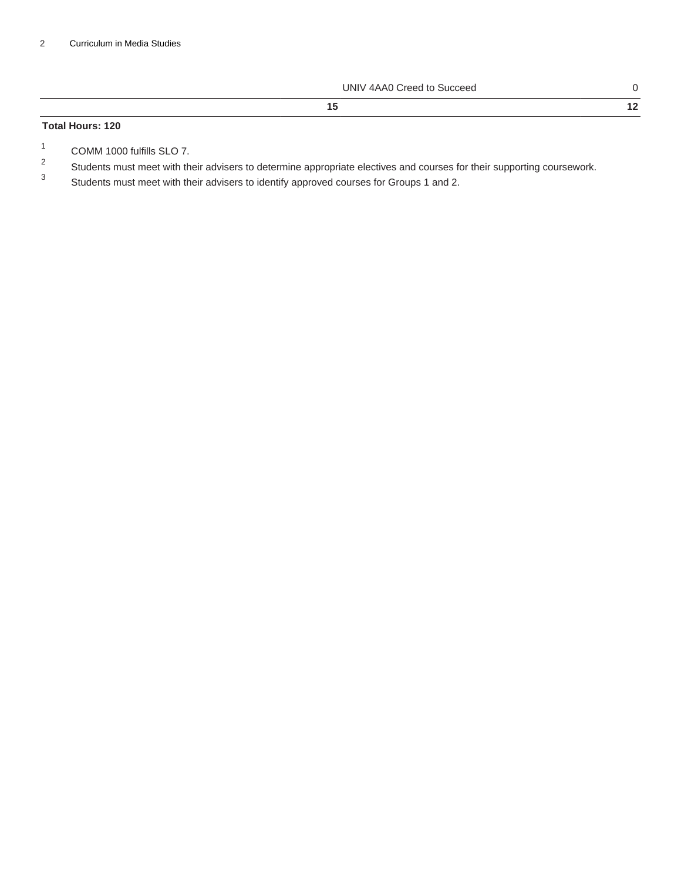| | | | |
|---|---|---|---|
| | | UNIV 4AA0 Creed to Succeed | 0 |
| | 15 | | 12 |

**Total Hours: 120**

[1] COMM 1000 fulfills SLO 7.

[2] Students must meet with their advisers to determine appropriate electives and courses for their supporting coursework.

[3] Students must meet with their advisers to identify approved courses for Groups 1 and 2.